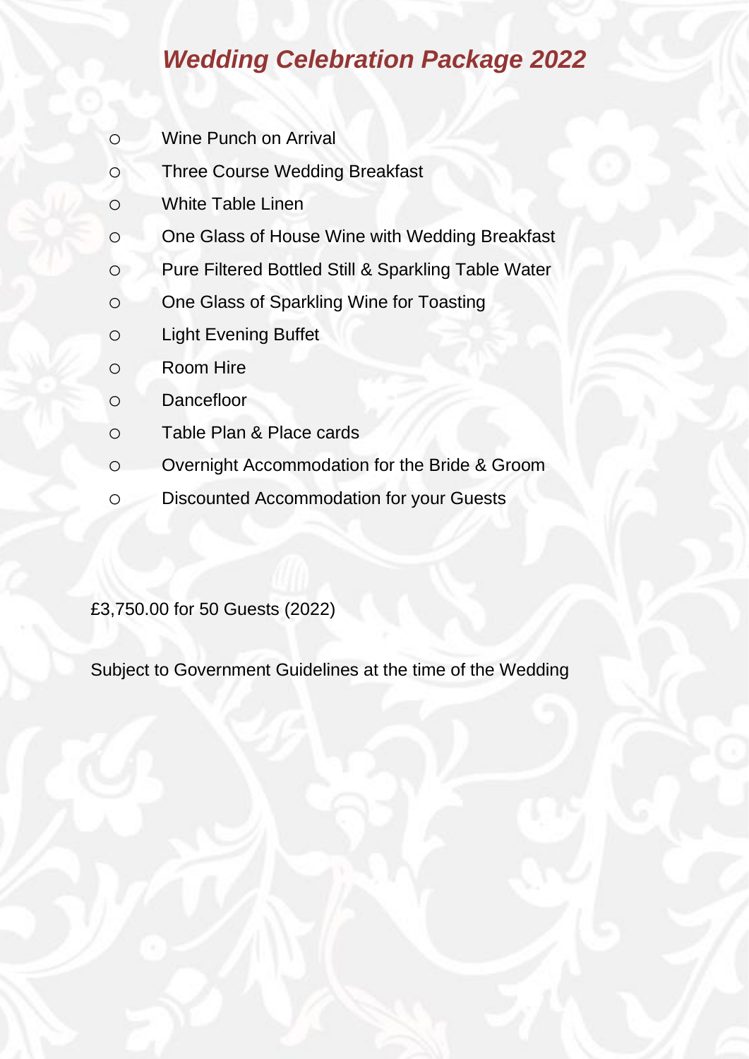# *Wedding Celebration Package 2022*

- Wine Punch on Arrival
- Three Course Wedding Breakfast
- White Table Linen
- One Glass of House Wine with Wedding Breakfast
- Pure Filtered Bottled Still & Sparkling Table Water
- One Glass of Sparkling Wine for Toasting
- Light Evening Buffet
- Room Hire
- Dancefloor
- Table Plan & Place cards
- Overnight Accommodation for the Bride & Groom
- Discounted Accommodation for your Guests

£3,750.00 for 50 Guests (2022)

Subject to Government Guidelines at the time of the Wedding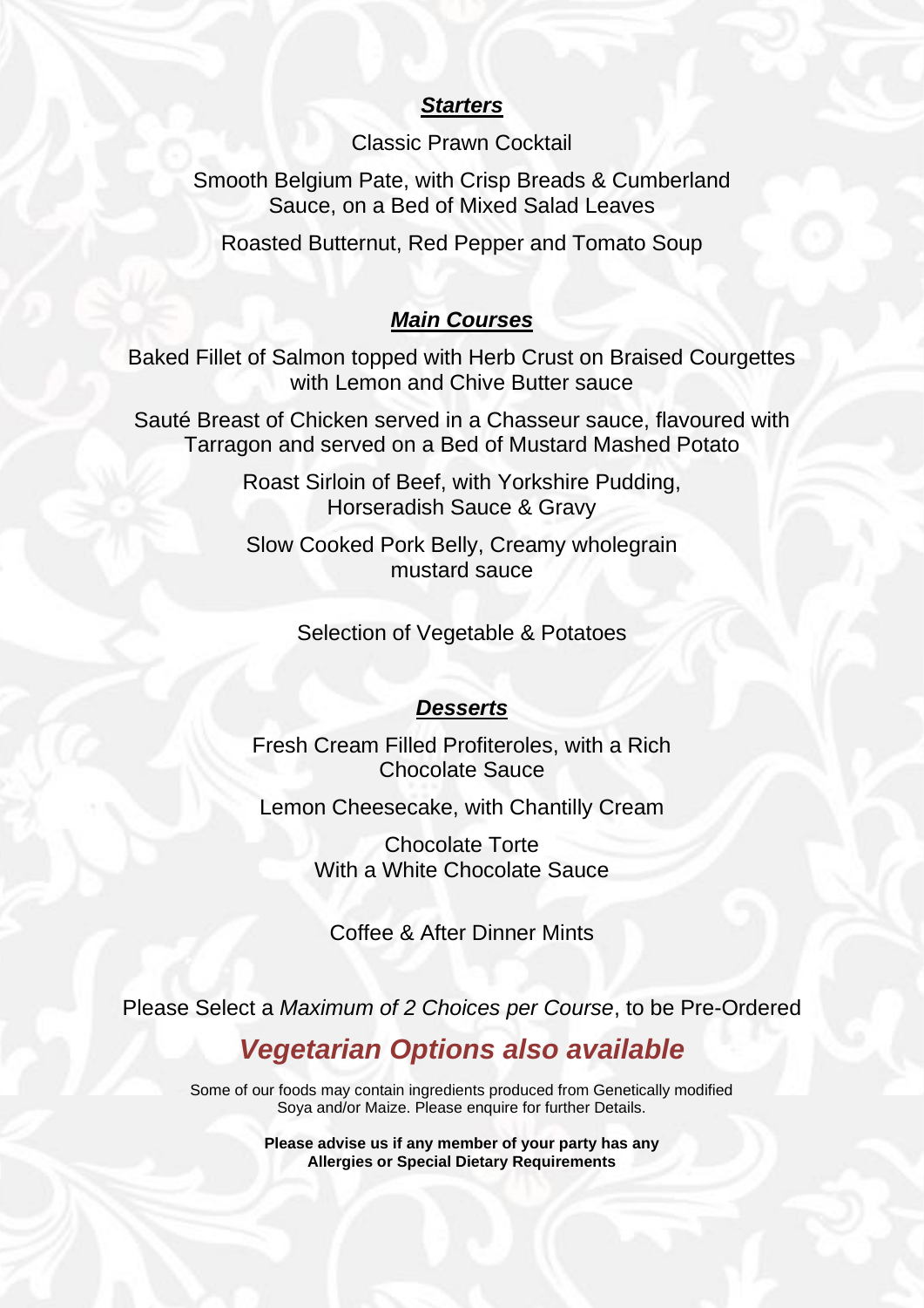## ***Starters***

Classic Prawn Cocktail

Smooth Belgium Pate, with Crisp Breads & Cumberland Sauce, on a Bed of Mixed Salad Leaves

Roasted Butternut, Red Pepper and Tomato Soup

## ***Main Courses***

Baked Fillet of Salmon topped with Herb Crust on Braised Courgettes with Lemon and Chive Butter sauce

Sauté Breast of Chicken served in a Chasseur sauce, flavoured with Tarragon and served on a Bed of Mustard Mashed Potato

Roast Sirloin of Beef, with Yorkshire Pudding, Horseradish Sauce & Gravy

Slow Cooked Pork Belly, Creamy wholegrain mustard sauce

Selection of Vegetable & Potatoes

## ***Desserts***

Fresh Cream Filled Profiteroles, with a Rich Chocolate Sauce

Lemon Cheesecake, with Chantilly Cream

Chocolate Torte
With a White Chocolate Sauce

Coffee & After Dinner Mints

Please Select a *Maximum of 2 Choices per Course*, to be Pre-Ordered

## ***Vegetarian Options also available***

Some of our foods may contain ingredients produced from Genetically modified Soya and/or Maize. Please enquire for further Details.

**Please advise us if any member of your party has any Allergies or Special Dietary Requirements**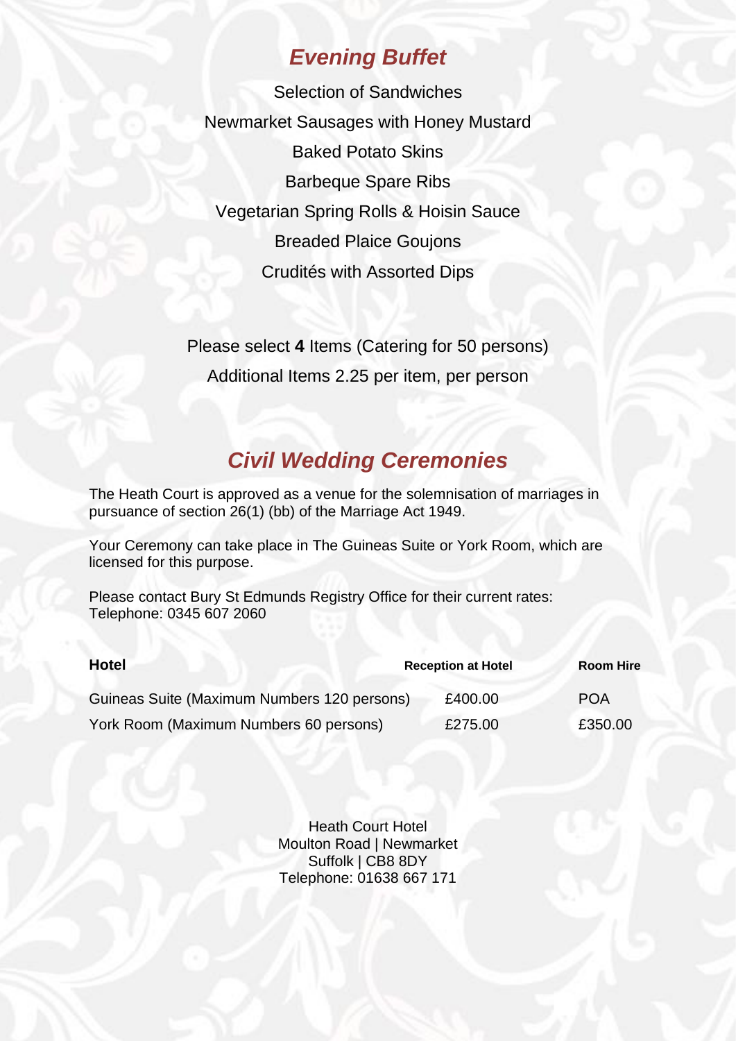## *Evening Buffet*

Selection of Sandwiches

Newmarket Sausages with Honey Mustard

Baked Potato Skins

Barbeque Spare Ribs

Vegetarian Spring Rolls & Hoisin Sauce

Breaded Plaice Goujons

Crudités with Assorted Dips

Please select **4** Items (Catering for 50 persons)

Additional Items 2.25 per item, per person

## *Civil Wedding Ceremonies*

The Heath Court is approved as a venue for the solemnisation of marriages in pursuance of section 26(1) (bb) of the Marriage Act 1949.

Your Ceremony can take place in The Guineas Suite or York Room, which are licensed for this purpose.

Please contact Bury St Edmunds Registry Office for their current rates:
Telephone: 0345 607 2060

| **Hotel** | **Reception at Hotel** | **Room Hire** |
|---|---|---|
| Guineas Suite (Maximum Numbers 120 persons) | £400.00 | POA |
| York Room (Maximum Numbers 60 persons) | £275.00 | £350.00 |

Heath Court Hotel
Moulton Road | Newmarket
Suffolk | CB8 8DY
Telephone: 01638 667 171